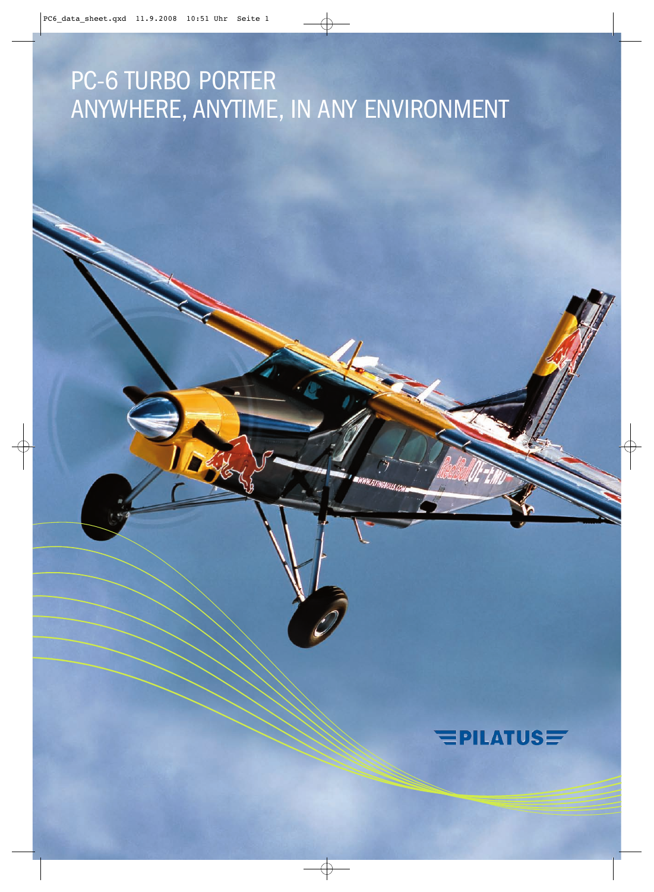# PC-6 TURBO PORTER
## ANYWHERE, ANYTIME, IN ANY ENVIRONMENT

PILATUS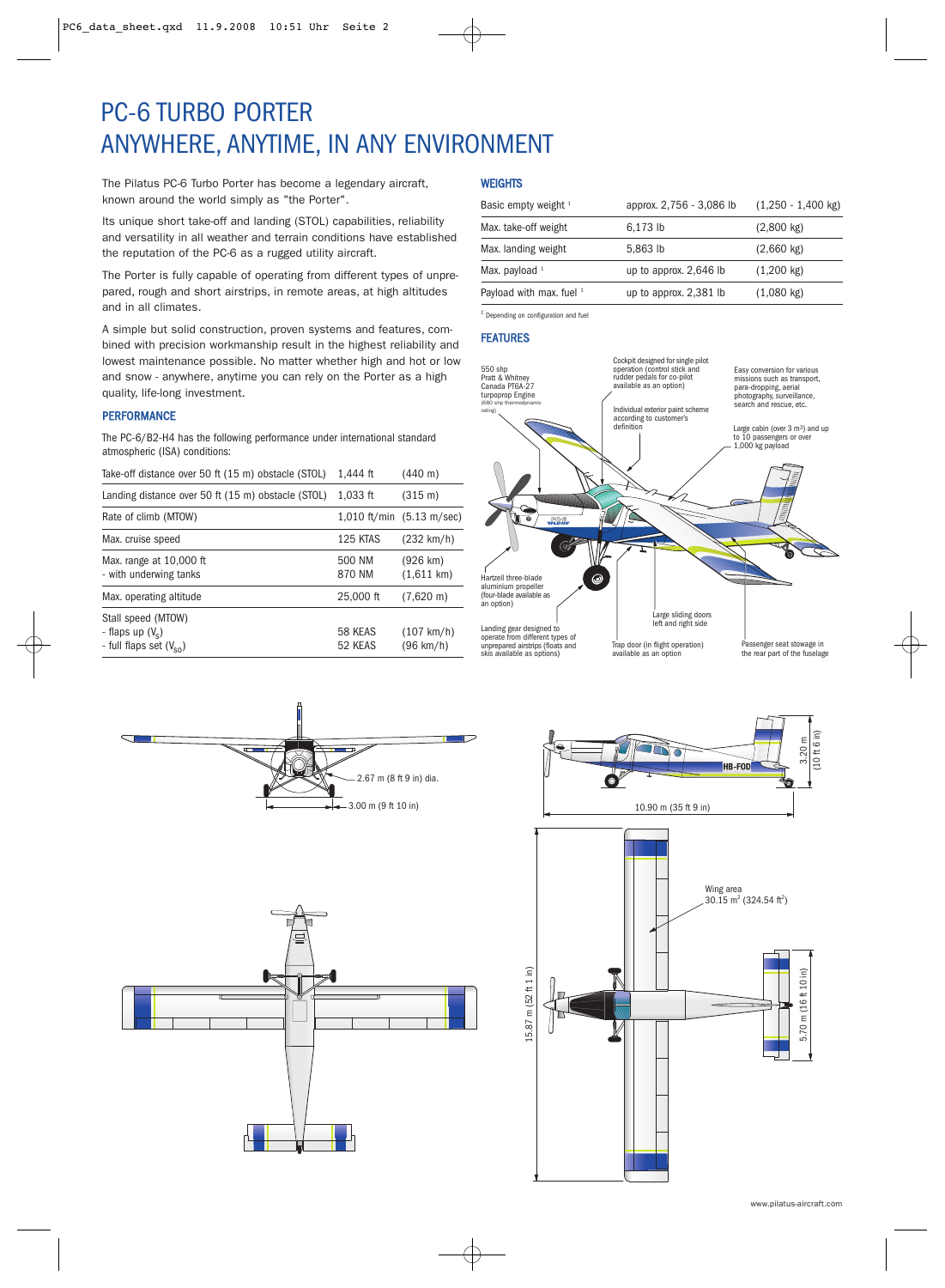# PC-6 TURBO PORTER
# ANYWHERE, ANYTIME, IN ANY ENVIRONMENT

The Pilatus PC-6 Turbo Porter has become a legendary aircraft, known around the world simply as "the Porter".

Its unique short take-off and landing (STOL) capabilities, reliability and versatility in all weather and terrain conditions have established the reputation of the PC-6 as a rugged utility aircraft.

The Porter is fully capable of operating from different types of unprepared, rough and short airstrips, in remote areas, at high altitudes and in all climates.

A simple but solid construction, proven systems and features, combined with precision workmanship result in the highest reliability and lowest maintenance possible. No matter whether high and hot or low and snow - anywhere, anytime you can rely on the Porter as a high quality, life-long investment.

## PERFORMANCE

The PC-6/B2-H4 has the following performance under international standard atmospheric (ISA) conditions:

| | | |
|---|---|---|
| Take-off distance over 50 ft (15 m) obstacle (STOL) | 1,444 ft | (440 m) |
| Landing distance over 50 ft (15 m) obstacle (STOL) | 1,033 ft | (315 m) |
| Rate of climb (MTOW) | 1,010 ft/min | (5.13 m/sec) |
| Max. cruise speed | 125 KTAS | (232 km/h) |
| Max. range at 10,000 ft<br>- with underwing tanks | 500 NM<br>870 NM | (926 km)<br>(1,611 km) |
| Max. operating altitude | 25,000 ft | (7,620 m) |
| Stall speed (MTOW)<br>- flaps up ($V_S$)<br>- full flaps set ($V_{SO}$) | <br>58 KEAS<br>52 KEAS | <br>(107 km/h)<br>(96 km/h) |

## WEIGHTS

| | | |
|---|---|---|
| Basic empty weight [1] | approx. 2,756 - 3,086 lb | (1,250 - 1,400 kg) |
| Max. take-off weight | 6,173 lb | (2,800 kg) |
| Max. landing weight | 5,863 lb | (2,660 kg) |
| Max. payload [1] | up to approx. 2,646 lb | (1,200 kg) |
| Payload with max. fuel [1] | up to approx. 2,381 lb | (1,080 kg) |

[1] Depending on configuration and fuel

## FEATURES

550 shp Pratt & Whitney Canada PT6A-27 turboprop Engine (680 shp thermodynamic rating)

Cockpit designed for single pilot operation (control stick and rudder pedals for co-pilot available as an option)

Individual exterior paint scheme according to customer's definition

Easy conversion for various missions such as transport, para-dropping, aerial photography, surveillance, search and rescue, etc.

Large cabin (over 3 m³) and up to 10 passengers or over 1,000 kg payload

Hartzell three-blade aluminium propeller (four-blade available as an option)

Landing gear designed to operate from different types of unprepared airstrips (floats and skis available as options)

Large sliding doors left and right side

Trap door (in flight operation) available as an option

Passenger seat stowage in the rear part of the fuselage

2.67 m (8 ft 9 in) dia.

3.00 m (9 ft 10 in)

3.20 m (10 ft 6 in)

10.90 m (35 ft 9 in)

Wing area 30.15 m² (324.54 ft²)

15.87 m (52 ft 1 in)

5.70 m (16 ft 10 in)

www.pilatus-aircraft.com